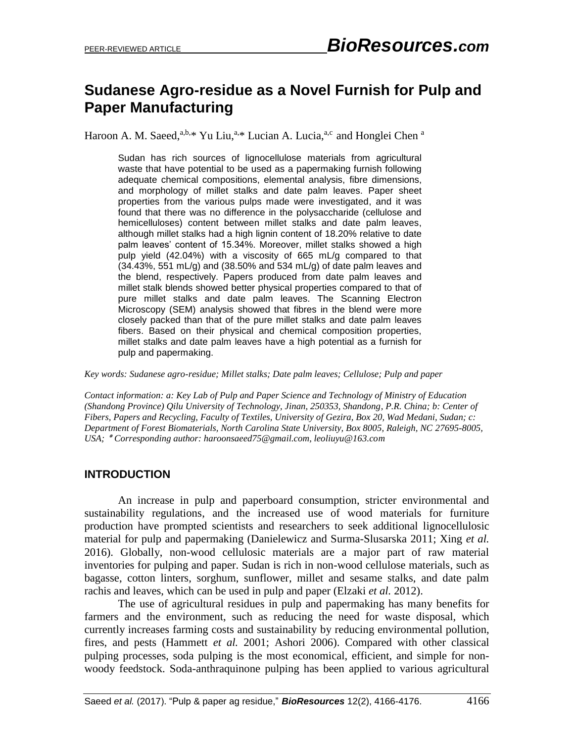# Sudanese Agro-residue as a Novel Furnish for Pulp and Paper Manufacturing

Haroon A. M. Saeed,[a,b,]* Yu Liu,[a,]* Lucian A. Lucia,[a,c] and Honglei Chen [a]

> Sudan has rich sources of lignocellulose materials from agricultural waste that have potential to be used as a papermaking furnish following adequate chemical compositions, elemental analysis, fibre dimensions, and morphology of millet stalks and date palm leaves. Paper sheet properties from the various pulps made were investigated, and it was found that there was no difference in the polysaccharide (cellulose and hemicelluloses) content between millet stalks and date palm leaves, although millet stalks had a high lignin content of 18.20% relative to date palm leaves' content of 15.34%. Moreover, millet stalks showed a high pulp yield (42.04%) with a viscosity of 665 mL/g compared to that (34.43%, 551 mL/g) and (38.50% and 534 mL/g) of date palm leaves and the blend, respectively. Papers produced from date palm leaves and millet stalk blends showed better physical properties compared to that of pure millet stalks and date palm leaves. The Scanning Electron Microscopy (SEM) analysis showed that fibres in the blend were more closely packed than that of the pure millet stalks and date palm leaves fibers. Based on their physical and chemical composition properties, millet stalks and date palm leaves have a high potential as a furnish for pulp and papermaking.

*Key words: Sudanese agro-residue; Millet stalks; Date palm leaves; Cellulose; Pulp and paper*

*Contact information: a: Key Lab of Pulp and Paper Science and Technology of Ministry of Education (Shandong Province) Qilu University of Technology, Jinan, 250353, Shandong, P.R. China; b: Center of Fibers, Papers and Recycling, Faculty of Textiles, University of Gezira, Box 20, Wad Medani, Sudan; c: Department of Forest Biomaterials, North Carolina State University, Box 8005, Raleigh, NC 27695-8005, USA; * Corresponding author: haroonsaeed75@gmail.com, leoliuyu@163.com*

## INTRODUCTION

An increase in pulp and paperboard consumption, stricter environmental and sustainability regulations, and the increased use of wood materials for furniture production have prompted scientists and researchers to seek additional lignocellulosic material for pulp and papermaking (Danielewicz and Surma-Slusarska 2011; Xing *et al.* 2016). Globally, non-wood cellulosic materials are a major part of raw material inventories for pulping and paper. Sudan is rich in non-wood cellulose materials, such as bagasse, cotton linters, sorghum, sunflower, millet and sesame stalks, and date palm rachis and leaves, which can be used in pulp and paper (Elzaki *et al.* 2012).

The use of agricultural residues in pulp and papermaking has many benefits for farmers and the environment, such as reducing the need for waste disposal, which currently increases farming costs and sustainability by reducing environmental pollution, fires, and pests (Hammett *et al.* 2001; Ashori 2006). Compared with other classical pulping processes, soda pulping is the most economical, efficient, and simple for non-woody feedstock. Soda-anthraquinone pulping has been applied to various agricultural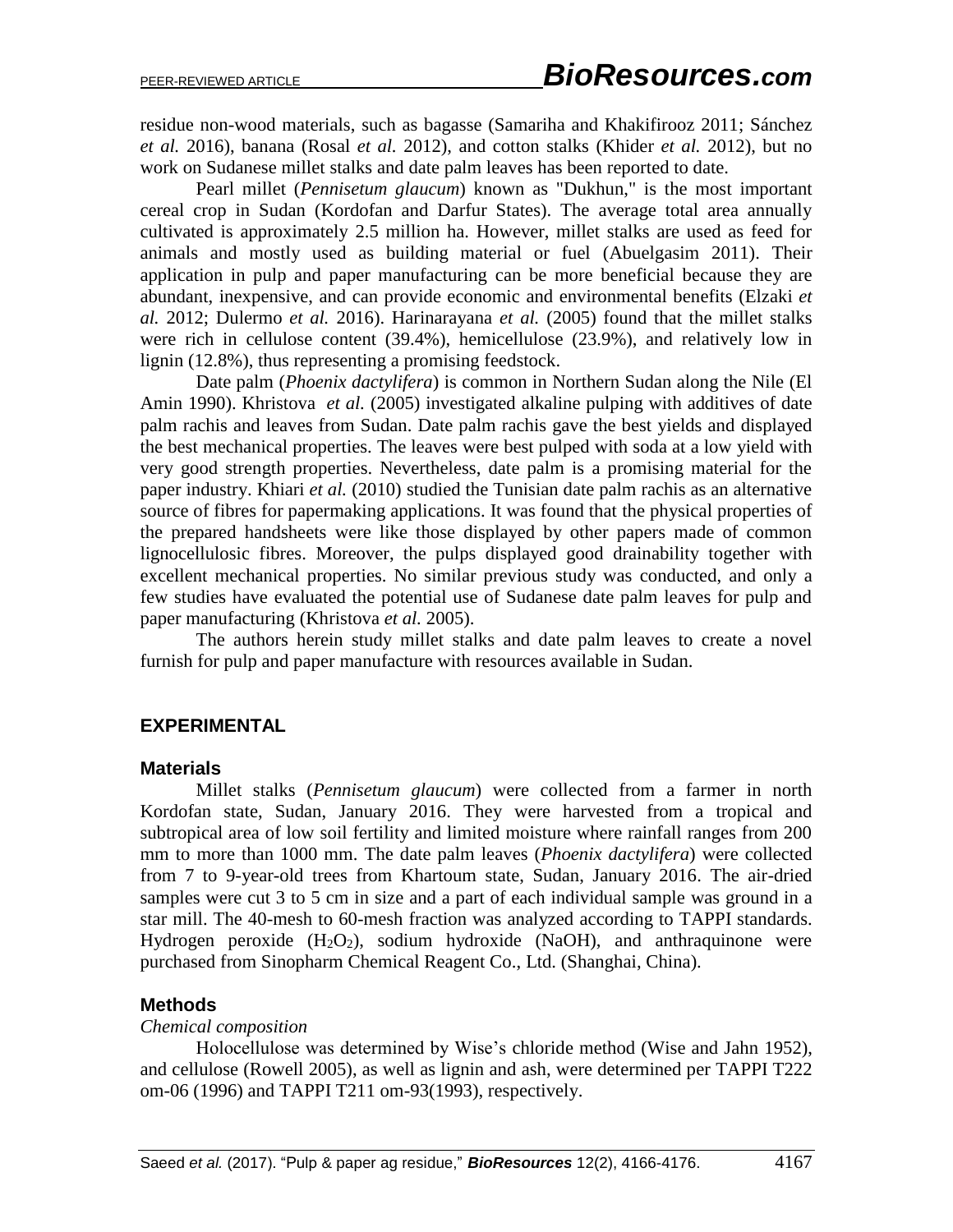residue non-wood materials, such as bagasse (Samariha and Khakifirooz 2011; Sánchez *et al.* 2016), banana (Rosal *et al.* 2012), and cotton stalks (Khider *et al.* 2012), but no work on Sudanese millet stalks and date palm leaves has been reported to date.

Pearl millet (*Pennisetum glaucum*) known as "Dukhun," is the most important cereal crop in Sudan (Kordofan and Darfur States). The average total area annually cultivated is approximately 2.5 million ha. However, millet stalks are used as feed for animals and mostly used as building material or fuel (Abuelgasim 2011). Their application in pulp and paper manufacturing can be more beneficial because they are abundant, inexpensive, and can provide economic and environmental benefits (Elzaki *et al.* 2012; Dulermo *et al.* 2016). Harinarayana *et al.* (2005) found that the millet stalks were rich in cellulose content (39.4%), hemicellulose (23.9%), and relatively low in lignin (12.8%), thus representing a promising feedstock.

Date palm (*Phoenix dactylifera*) is common in Northern Sudan along the Nile (El Amin 1990). Khristova *et al.* (2005) investigated alkaline pulping with additives of date palm rachis and leaves from Sudan. Date palm rachis gave the best yields and displayed the best mechanical properties. The leaves were best pulped with soda at a low yield with very good strength properties. Nevertheless, date palm is a promising material for the paper industry. Khiari *et al.* (2010) studied the Tunisian date palm rachis as an alternative source of fibres for papermaking applications. It was found that the physical properties of the prepared handsheets were like those displayed by other papers made of common lignocellulosic fibres. Moreover, the pulps displayed good drainability together with excellent mechanical properties. No similar previous study was conducted, and only a few studies have evaluated the potential use of Sudanese date palm leaves for pulp and paper manufacturing (Khristova *et al.* 2005).

The authors herein study millet stalks and date palm leaves to create a novel furnish for pulp and paper manufacture with resources available in Sudan.

## EXPERIMENTAL

### Materials

Millet stalks (*Pennisetum glaucum*) were collected from a farmer in north Kordofan state, Sudan, January 2016. They were harvested from a tropical and subtropical area of low soil fertility and limited moisture where rainfall ranges from 200 mm to more than 1000 mm. The date palm leaves (*Phoenix dactylifera*) were collected from 7 to 9-year-old trees from Khartoum state, Sudan, January 2016. The air-dried samples were cut 3 to 5 cm in size and a part of each individual sample was ground in a star mill. The 40-mesh to 60-mesh fraction was analyzed according to TAPPI standards. Hydrogen peroxide ($H_2O_2$), sodium hydroxide (NaOH), and anthraquinone were purchased from Sinopharm Chemical Reagent Co., Ltd. (Shanghai, China).

### Methods

*Chemical composition*

Holocellulose was determined by Wise's chloride method (Wise and Jahn 1952), and cellulose (Rowell 2005), as well as lignin and ash, were determined per TAPPI T222 om-06 (1996) and TAPPI T211 om-93(1993), respectively.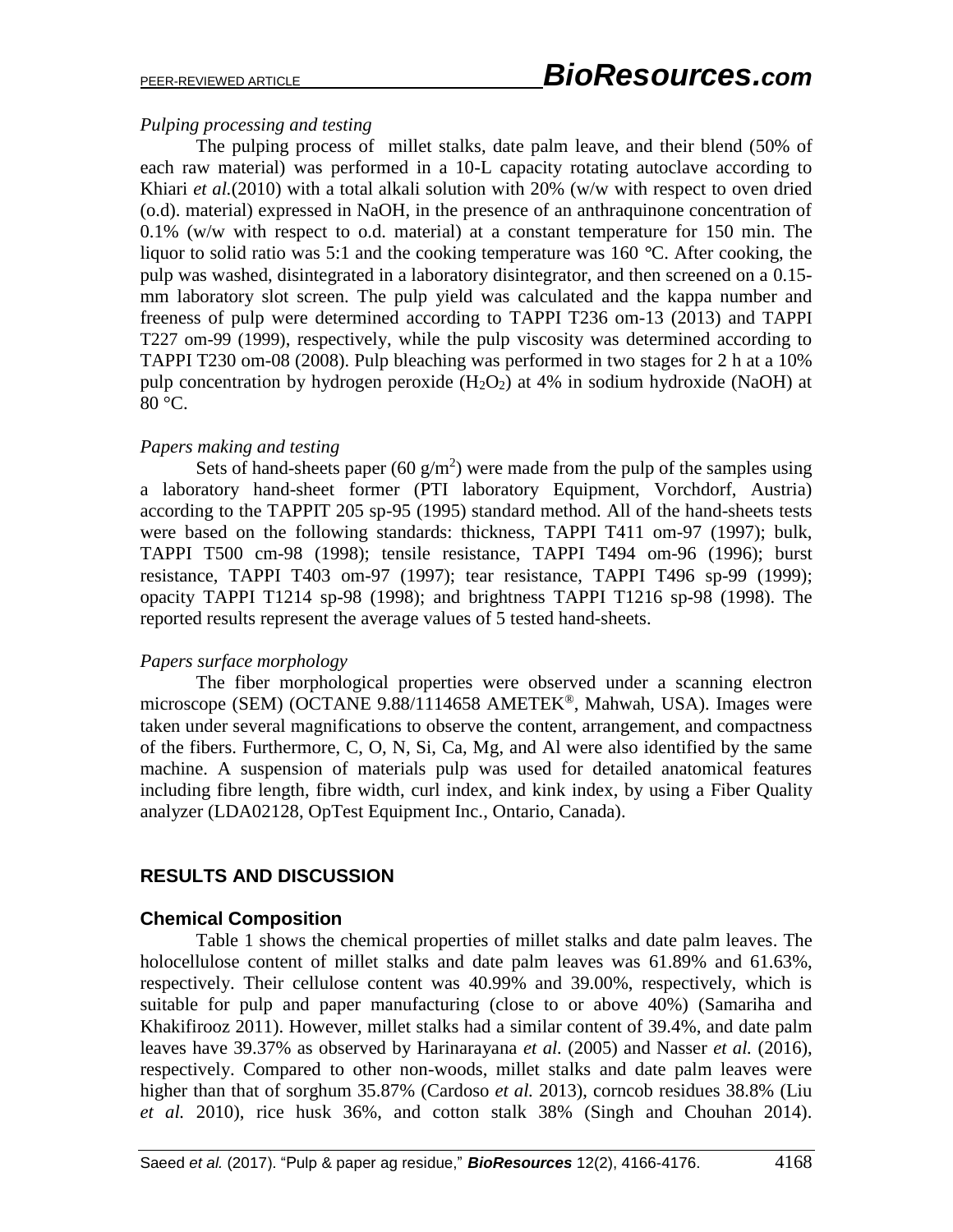*Pulping processing and testing*

The pulping process of  millet stalks, date palm leave, and their blend (50% of each raw material) was performed in a 10-L capacity rotating autoclave according to Khiari *et al.*(2010) with a total alkali solution with 20% (w/w with respect to oven dried (o.d). material) expressed in NaOH, in the presence of an anthraquinone concentration of 0.1% (w/w with respect to o.d. material) at a constant temperature for 150 min. The liquor to solid ratio was 5:1 and the cooking temperature was 160 °C. After cooking, the pulp was washed, disintegrated in a laboratory disintegrator, and then screened on a 0.15-mm laboratory slot screen. The pulp yield was calculated and the kappa number and freeness of pulp were determined according to TAPPI T236 om-13 (2013) and TAPPI T227 om-99 (1999), respectively, while the pulp viscosity was determined according to TAPPI T230 om-08 (2008). Pulp bleaching was performed in two stages for 2 h at a 10% pulp concentration by hydrogen peroxide ($H_2O_2$) at 4% in sodium hydroxide (NaOH) at 80 °C.

*Papers making and testing*

Sets of hand-sheets paper (60 $g/m^2$) were made from the pulp of the samples using a laboratory hand-sheet former (PTI laboratory Equipment, Vorchdorf, Austria) according to the TAPPIT 205 sp-95 (1995) standard method. All of the hand-sheets tests were based on the following standards: thickness, TAPPI T411 om-97 (1997); bulk, TAPPI T500 cm-98 (1998); tensile resistance, TAPPI T494 om-96 (1996); burst resistance, TAPPI T403 om-97 (1997); tear resistance, TAPPI T496 sp-99 (1999); opacity TAPPI T1214 sp-98 (1998); and brightness TAPPI T1216 sp-98 (1998). The reported results represent the average values of 5 tested hand-sheets.

*Papers surface morphology*

The fiber morphological properties were observed under a scanning electron microscope (SEM) (OCTANE 9.88/1114658 AMETEK®, Mahwah, USA). Images were taken under several magnifications to observe the content, arrangement, and compactness of the fibers. Furthermore, C, O, N, Si, Ca, Mg, and Al were also identified by the same machine. A suspension of materials pulp was used for detailed anatomical features including fibre length, fibre width, curl index, and kink index, by using a Fiber Quality analyzer (LDA02128, OpTest Equipment Inc., Ontario, Canada).

## RESULTS AND DISCUSSION

### Chemical Composition

Table 1 shows the chemical properties of millet stalks and date palm leaves. The holocellulose content of millet stalks and date palm leaves was 61.89% and 61.63%, respectively. Their cellulose content was 40.99% and 39.00%, respectively, which is suitable for pulp and paper manufacturing (close to or above 40%) (Samariha and Khakifirooz 2011). However, millet stalks had a similar content of 39.4%, and date palm leaves have 39.37% as observed by Harinarayana *et al.* (2005) and Nasser *et al.* (2016), respectively. Compared to other non-woods, millet stalks and date palm leaves were higher than that of sorghum 35.87% (Cardoso *et al.* 2013), corncob residues 38.8% (Liu *et al.* 2010), rice husk 36%, and cotton stalk 38% (Singh and Chouhan 2014).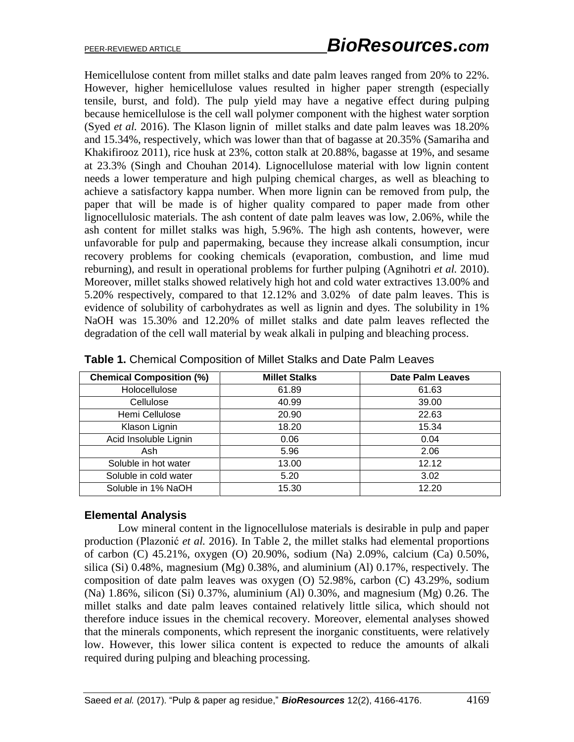Hemicellulose content from millet stalks and date palm leaves ranged from 20% to 22%. However, higher hemicellulose values resulted in higher paper strength (especially tensile, burst, and fold). The pulp yield may have a negative effect during pulping because hemicellulose is the cell wall polymer component with the highest water sorption (Syed *et al.* 2016). The Klason lignin of millet stalks and date palm leaves was 18.20% and 15.34%, respectively, which was lower than that of bagasse at 20.35% (Samariha and Khakifirooz 2011), rice husk at 23%, cotton stalk at 20.88%, bagasse at 19%, and sesame at 23.3% (Singh and Chouhan 2014). Lignocellulose material with low lignin content needs a lower temperature and high pulping chemical charges, as well as bleaching to achieve a satisfactory kappa number. When more lignin can be removed from pulp, the paper that will be made is of higher quality compared to paper made from other lignocellulosic materials. The ash content of date palm leaves was low, 2.06%, while the ash content for millet stalks was high, 5.96%. The high ash contents, however, were unfavorable for pulp and papermaking, because they increase alkali consumption, incur recovery problems for cooking chemicals (evaporation, combustion, and lime mud reburning), and result in operational problems for further pulping (Agnihotri *et al.* 2010). Moreover, millet stalks showed relatively high hot and cold water extractives 13.00% and 5.20% respectively, compared to that 12.12% and 3.02% of date palm leaves. This is evidence of solubility of carbohydrates as well as lignin and dyes. The solubility in 1% NaOH was 15.30% and 12.20% of millet stalks and date palm leaves reflected the degradation of the cell wall material by weak alkali in pulping and bleaching process.

**Table 1.** Chemical Composition of Millet Stalks and Date Palm Leaves

| Chemical Composition (%) | Millet Stalks | Date Palm Leaves |
|---|---|---|
| Holocellulose | 61.89 | 61.63 |
| Cellulose | 40.99 | 39.00 |
| Hemi Cellulose | 20.90 | 22.63 |
| Klason Lignin | 18.20 | 15.34 |
| Acid Insoluble Lignin | 0.06 | 0.04 |
| Ash | 5.96 | 2.06 |
| Soluble in hot water | 13.00 | 12.12 |
| Soluble in cold water | 5.20 | 3.02 |
| Soluble in 1% NaOH | 15.30 | 12.20 |

### Elemental Analysis

Low mineral content in the lignocellulose materials is desirable in pulp and paper production (Plazonić *et al.* 2016). In Table 2, the millet stalks had elemental proportions of carbon (C) 45.21%, oxygen (O) 20.90%, sodium (Na) 2.09%, calcium (Ca) 0.50%, silica (Si) 0.48%, magnesium (Mg) 0.38%, and aluminium (Al) 0.17%, respectively. The composition of date palm leaves was oxygen (O) 52.98%, carbon (C) 43.29%, sodium (Na) 1.86%, silicon (Si) 0.37%, aluminium (Al) 0.30%, and magnesium (Mg) 0.26. The millet stalks and date palm leaves contained relatively little silica, which should not therefore induce issues in the chemical recovery. Moreover, elemental analyses showed that the minerals components, which represent the inorganic constituents, were relatively low. However, this lower silica content is expected to reduce the amounts of alkali required during pulping and bleaching processing.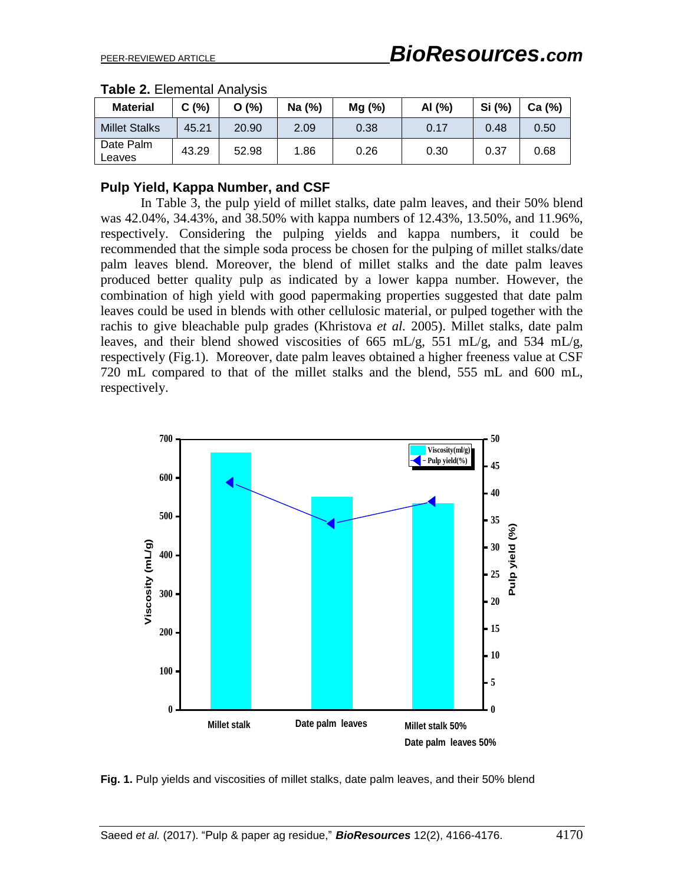**Table 2.** Elemental Analysis

| Material | C (%) | O (%) | Na (%) | Mg (%) | Al (%) | Si (%) | Ca (%) |
|---|---|---|---|---|---|---|---|
| Millet Stalks | 45.21 | 20.90 | 2.09 | 0.38 | 0.17 | 0.48 | 0.50 |
| Date Palm Leaves | 43.29 | 52.98 | 1.86 | 0.26 | 0.30 | 0.37 | 0.68 |

### Pulp Yield, Kappa Number, and CSF

In Table 3, the pulp yield of millet stalks, date palm leaves, and their 50% blend was 42.04%, 34.43%, and 38.50% with kappa numbers of 12.43%, 13.50%, and 11.96%, respectively. Considering the pulping yields and kappa numbers, it could be recommended that the simple soda process be chosen for the pulping of millet stalks/date palm leaves blend. Moreover, the blend of millet stalks and the date palm leaves produced better quality pulp as indicated by a lower kappa number. However, the combination of high yield with good papermaking properties suggested that date palm leaves could be used in blends with other cellulosic material, or pulped together with the rachis to give bleachable pulp grades (Khristova *et al.* 2005). Millet stalks, date palm leaves, and their blend showed viscosities of 665 mL/g, 551 mL/g, and 534 mL/g, respectively (Fig.1). Moreover, date palm leaves obtained a higher freeness value at CSF 720 mL compared to that of the millet stalks and the blend, 555 mL and 600 mL, respectively.

**Fig. 1.** Pulp yields and viscosities of millet stalks, date palm leaves, and their 50% blend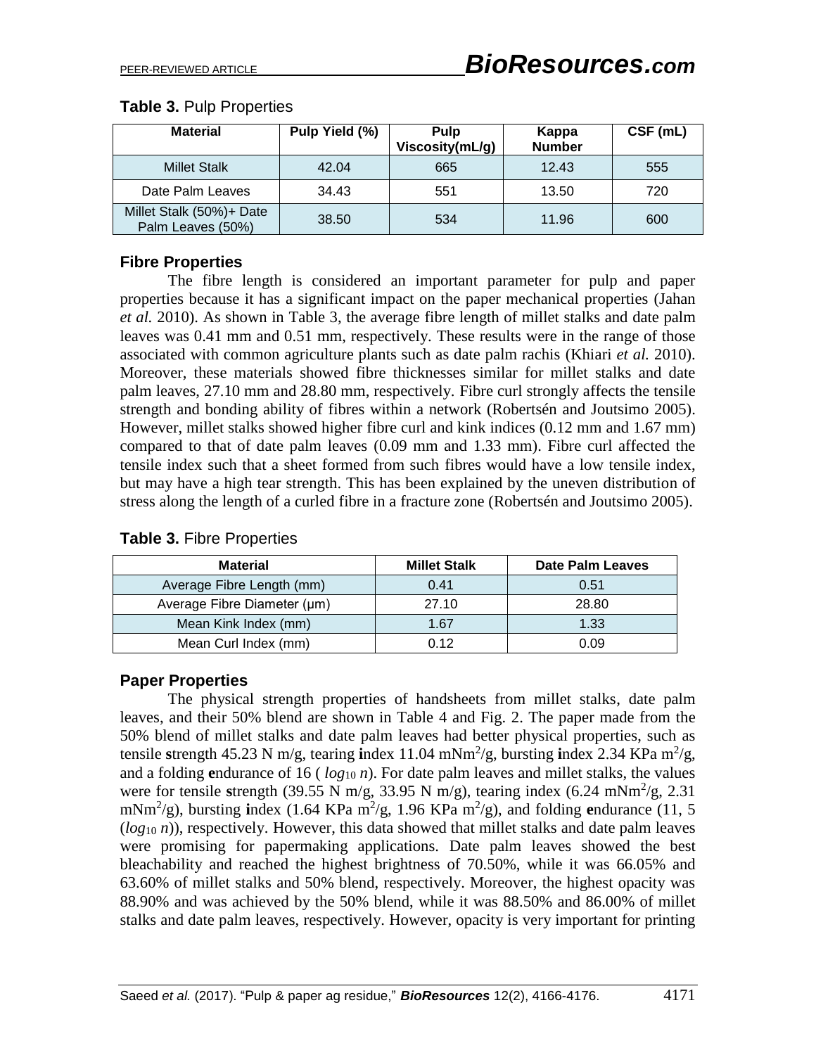**Table 3.** Pulp Properties

| Material | Pulp Yield (%) | Pulp Viscosity(mL/g) | Kappa Number | CSF (mL) |
|---|---|---|---|---|
| Millet Stalk | 42.04 | 665 | 12.43 | 555 |
| Date Palm Leaves | 34.43 | 551 | 13.50 | 720 |
| Millet Stalk (50%)+ Date Palm Leaves (50%) | 38.50 | 534 | 11.96 | 600 |

### Fibre Properties

The fibre length is considered an important parameter for pulp and paper properties because it has a significant impact on the paper mechanical properties (Jahan *et al.* 2010). As shown in Table 3, the average fibre length of millet stalks and date palm leaves was 0.41 mm and 0.51 mm, respectively. These results were in the range of those associated with common agriculture plants such as date palm rachis (Khiari *et al.* 2010). Moreover, these materials showed fibre thicknesses similar for millet stalks and date palm leaves, 27.10 mm and 28.80 mm, respectively. Fibre curl strongly affects the tensile strength and bonding ability of fibres within a network (Robertsén and Joutsimo 2005). However, millet stalks showed higher fibre curl and kink indices (0.12 mm and 1.67 mm) compared to that of date palm leaves (0.09 mm and 1.33 mm). Fibre curl affected the tensile index such that a sheet formed from such fibres would have a low tensile index, but may have a high tear strength. This has been explained by the uneven distribution of stress along the length of a curled fibre in a fracture zone (Robertsén and Joutsimo 2005).

**Table 3.** Fibre Properties

| Material | Millet Stalk | Date Palm Leaves |
|---|---|---|
| Average Fibre Length (mm) | 0.41 | 0.51 |
| Average Fibre Diameter (μm) | 27.10 | 28.80 |
| Mean Kink Index (mm) | 1.67 | 1.33 |
| Mean Curl Index (mm) | 0.12 | 0.09 |

### Paper Properties

The physical strength properties of handsheets from millet stalks, date palm leaves, and their 50% blend are shown in Table 4 and Fig. 2. The paper made from the 50% blend of millet stalks and date palm leaves had better physical properties, such as tensile **s**trength 45.23 N m/g, tearing **i**ndex 11.04 mNm$^2$/g, bursting **i**ndex 2.34 KPa m$^2$/g, and a folding **e**ndurance of 16 ( $log_{10}\, n$). For date palm leaves and millet stalks, the values were for tensile **s**trength (39.55 N m/g, 33.95 N m/g), tearing index (6.24 mNm$^2$/g, 2.31 mNm$^2$/g), bursting **i**ndex (1.64 KPa m$^2$/g, 1.96 KPa m$^2$/g), and folding **e**ndurance (11, 5 ($log_{10}\, n$)), respectively. However, this data showed that millet stalks and date palm leaves were promising for papermaking applications. Date palm leaves showed the best bleachability and reached the highest brightness of 70.50%, while it was 66.05% and 63.60% of millet stalks and 50% blend, respectively. Moreover, the highest opacity was 88.90% and was achieved by the 50% blend, while it was 88.50% and 86.00% of millet stalks and date palm leaves, respectively. However, opacity is very important for printing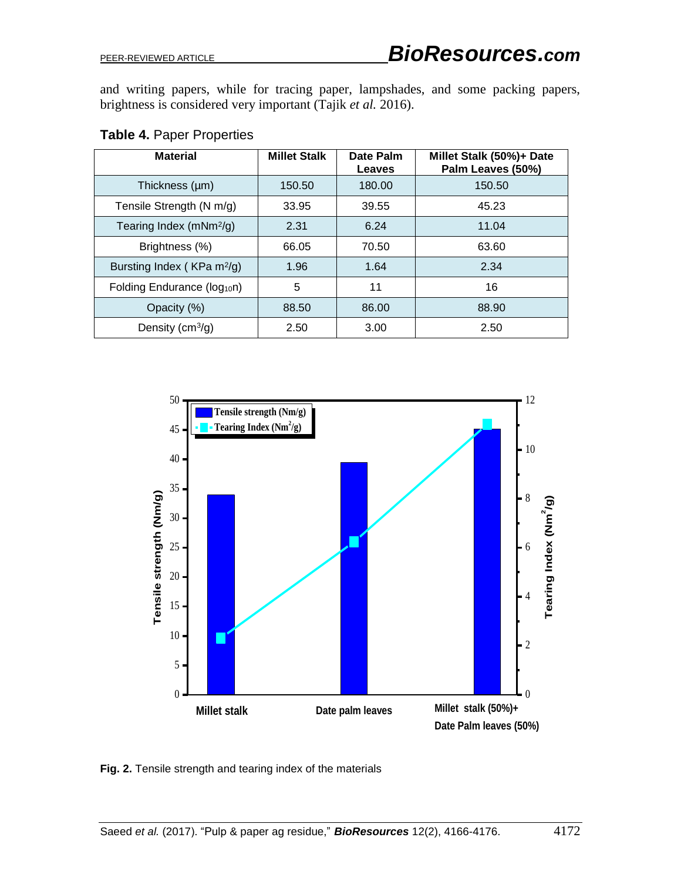and writing papers, while for tracing paper, lampshades, and some packing papers, brightness is considered very important (Tajik *et al.* 2016).

**Table 4.** Paper Properties

| Material | Millet Stalk | Date Palm Leaves | Millet Stalk (50%)+ Date Palm Leaves (50%) |
|---|---|---|---|
| Thickness (µm) | 150.50 | 180.00 | 150.50 |
| Tensile Strength (N m/g) | 33.95 | 39.55 | 45.23 |
| Tearing Index (mNm²/g) | 2.31 | 6.24 | 11.04 |
| Brightness (%) | 66.05 | 70.50 | 63.60 |
| Bursting Index ( KPa m²/g) | 1.96 | 1.64 | 2.34 |
| Folding Endurance ($log_{10}n$) | 5 | 11 | 16 |
| Opacity (%) | 88.50 | 86.00 | 88.90 |
| Density (cm³/g) | 2.50 | 3.00 | 2.50 |

**Fig. 2.** Tensile strength and tearing index of the materials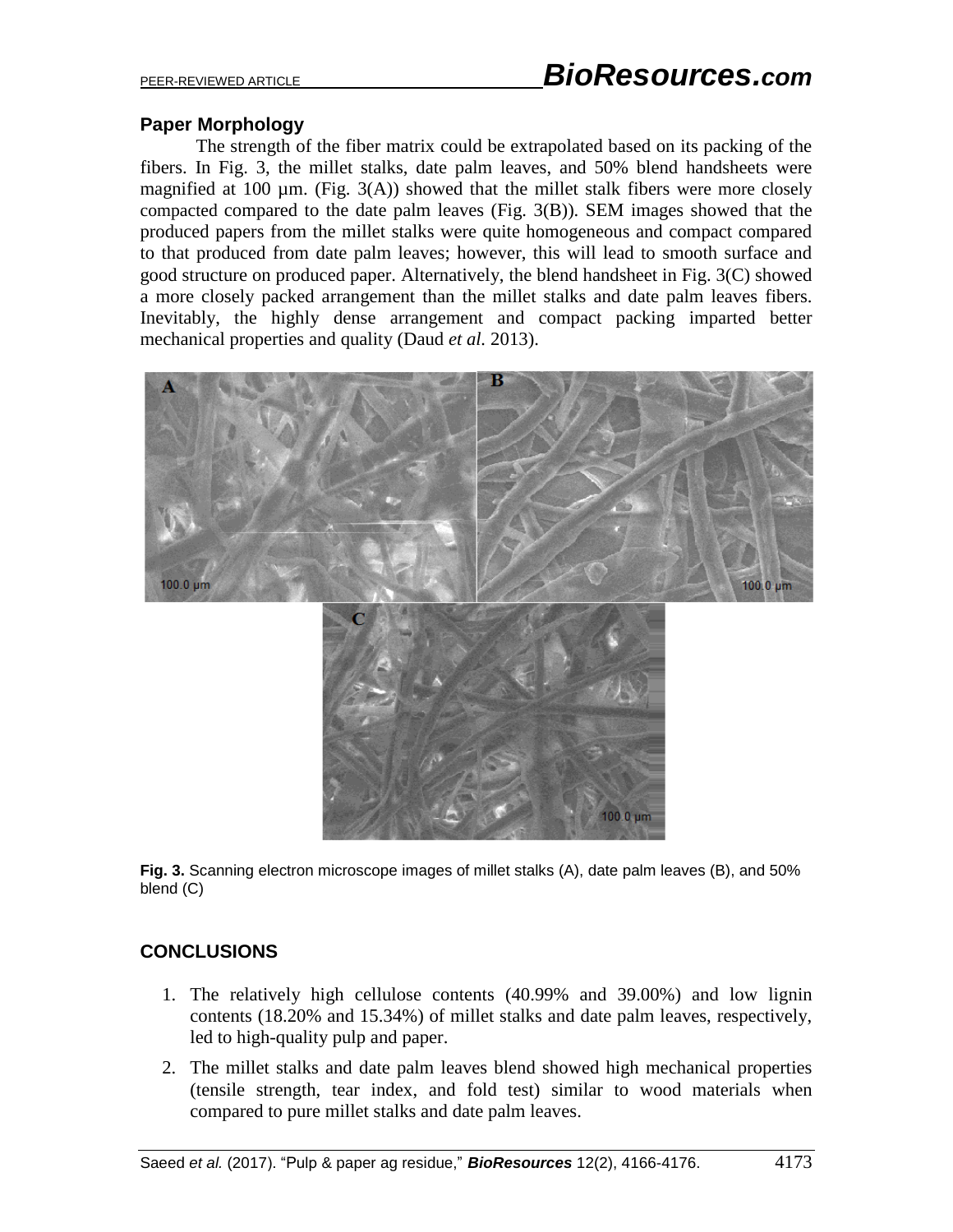### Paper Morphology

The strength of the fiber matrix could be extrapolated based on its packing of the fibers. In Fig. 3, the millet stalks, date palm leaves, and 50% blend handsheets were magnified at 100 µm. (Fig. 3(A)) showed that the millet stalk fibers were more closely compacted compared to the date palm leaves (Fig. 3(B)). SEM images showed that the produced papers from the millet stalks were quite homogeneous and compact compared to that produced from date palm leaves; however, this will lead to smooth surface and good structure on produced paper. Alternatively, the blend handsheet in Fig. 3(C) showed a more closely packed arrangement than the millet stalks and date palm leaves fibers. Inevitably, the highly dense arrangement and compact packing imparted better mechanical properties and quality (Daud *et al.* 2013).

**Fig. 3.** Scanning electron microscope images of millet stalks (A), date palm leaves (B), and 50% blend (C)

## CONCLUSIONS

1. The relatively high cellulose contents (40.99% and 39.00%) and low lignin contents (18.20% and 15.34%) of millet stalks and date palm leaves, respectively, led to high-quality pulp and paper.
2. The millet stalks and date palm leaves blend showed high mechanical properties (tensile strength, tear index, and fold test) similar to wood materials when compared to pure millet stalks and date palm leaves.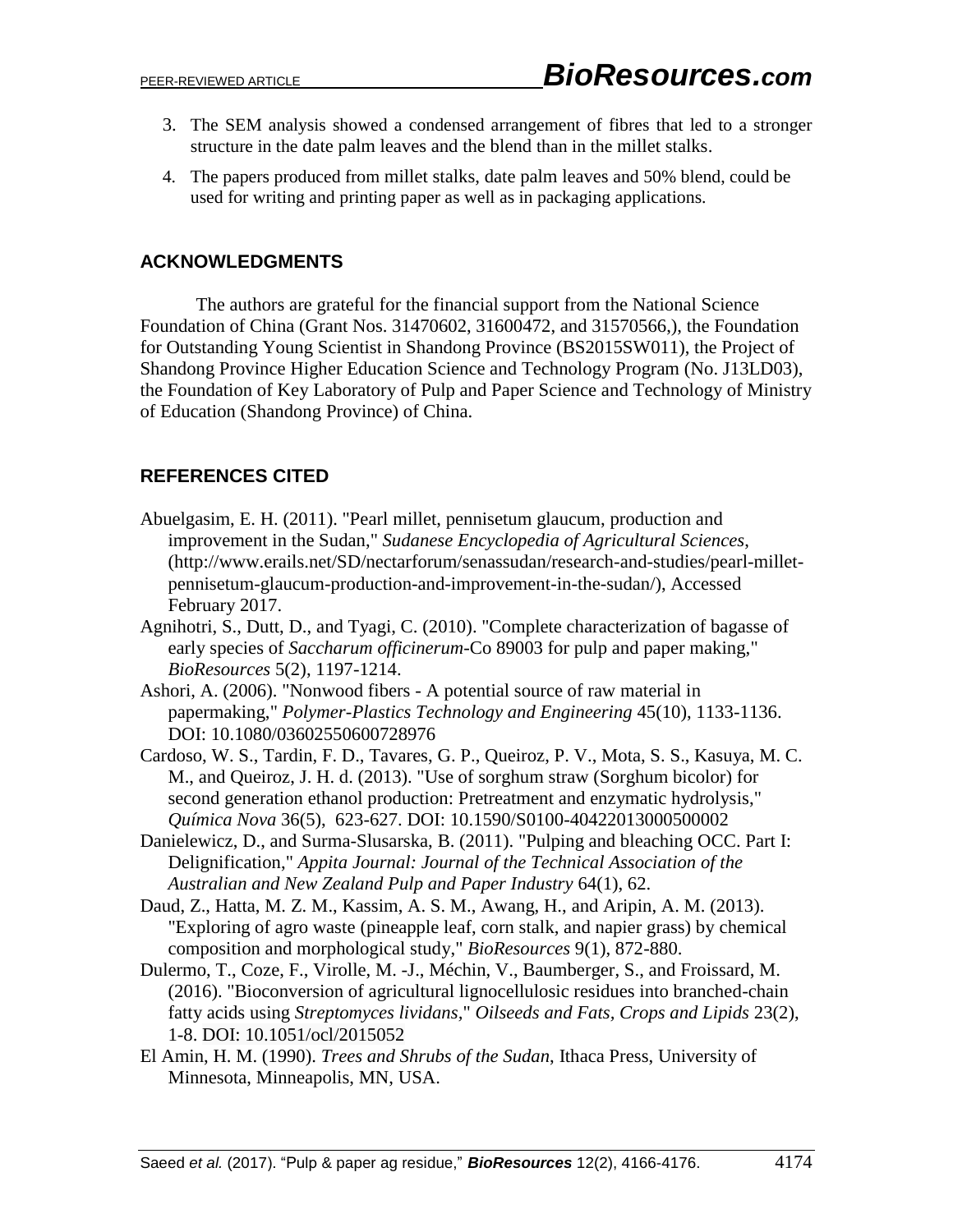3. The SEM analysis showed a condensed arrangement of fibres that led to a stronger structure in the date palm leaves and the blend than in the millet stalks.
4. The papers produced from millet stalks, date palm leaves and 50% blend, could be used for writing and printing paper as well as in packaging applications.

## ACKNOWLEDGMENTS

The authors are grateful for the financial support from the National Science Foundation of China (Grant Nos. 31470602, 31600472, and 31570566,), the Foundation for Outstanding Young Scientist in Shandong Province (BS2015SW011), the Project of Shandong Province Higher Education Science and Technology Program (No. J13LD03), the Foundation of Key Laboratory of Pulp and Paper Science and Technology of Ministry of Education (Shandong Province) of China.

## REFERENCES CITED

Abuelgasim, E. H. (2011). "Pearl millet, pennisetum glaucum, production and improvement in the Sudan," *Sudanese Encyclopedia of Agricultural Sciences*, (http://www.erails.net/SD/nectarforum/senassudan/research-and-studies/pearl-millet-pennisetum-glaucum-production-and-improvement-in-the-sudan/), Accessed February 2017.

Agnihotri, S., Dutt, D., and Tyagi, C. (2010). "Complete characterization of bagasse of early species of *Saccharum officinerum*-Co 89003 for pulp and paper making," *BioResources* 5(2), 1197-1214.

Ashori, A. (2006). "Nonwood fibers - A potential source of raw material in papermaking," *Polymer-Plastics Technology and Engineering* 45(10), 1133-1136. DOI: 10.1080/03602550600728976

Cardoso, W. S., Tardin, F. D., Tavares, G. P., Queiroz, P. V., Mota, S. S., Kasuya, M. C. M., and Queiroz, J. H. d. (2013). "Use of sorghum straw (Sorghum bicolor) for second generation ethanol production: Pretreatment and enzymatic hydrolysis," *Química Nova* 36(5), 623-627. DOI: 10.1590/S0100-40422013000500002

Danielewicz, D., and Surma-Slusarska, B. (2011). "Pulping and bleaching OCC. Part I: Delignification," *Appita Journal: Journal of the Technical Association of the Australian and New Zealand Pulp and Paper Industry* 64(1), 62.

Daud, Z., Hatta, M. Z. M., Kassim, A. S. M., Awang, H., and Aripin, A. M. (2013). "Exploring of agro waste (pineapple leaf, corn stalk, and napier grass) by chemical composition and morphological study," *BioResources* 9(1), 872-880.

Dulermo, T., Coze, F., Virolle, M. -J., Méchin, V., Baumberger, S., and Froissard, M. (2016). "Bioconversion of agricultural lignocellulosic residues into branched-chain fatty acids using *Streptomyces lividans*," *Oilseeds and Fats, Crops and Lipids* 23(2), 1-8. DOI: 10.1051/ocl/2015052

El Amin, H. M. (1990). *Trees and Shrubs of the Sudan*, Ithaca Press, University of Minnesota, Minneapolis, MN, USA.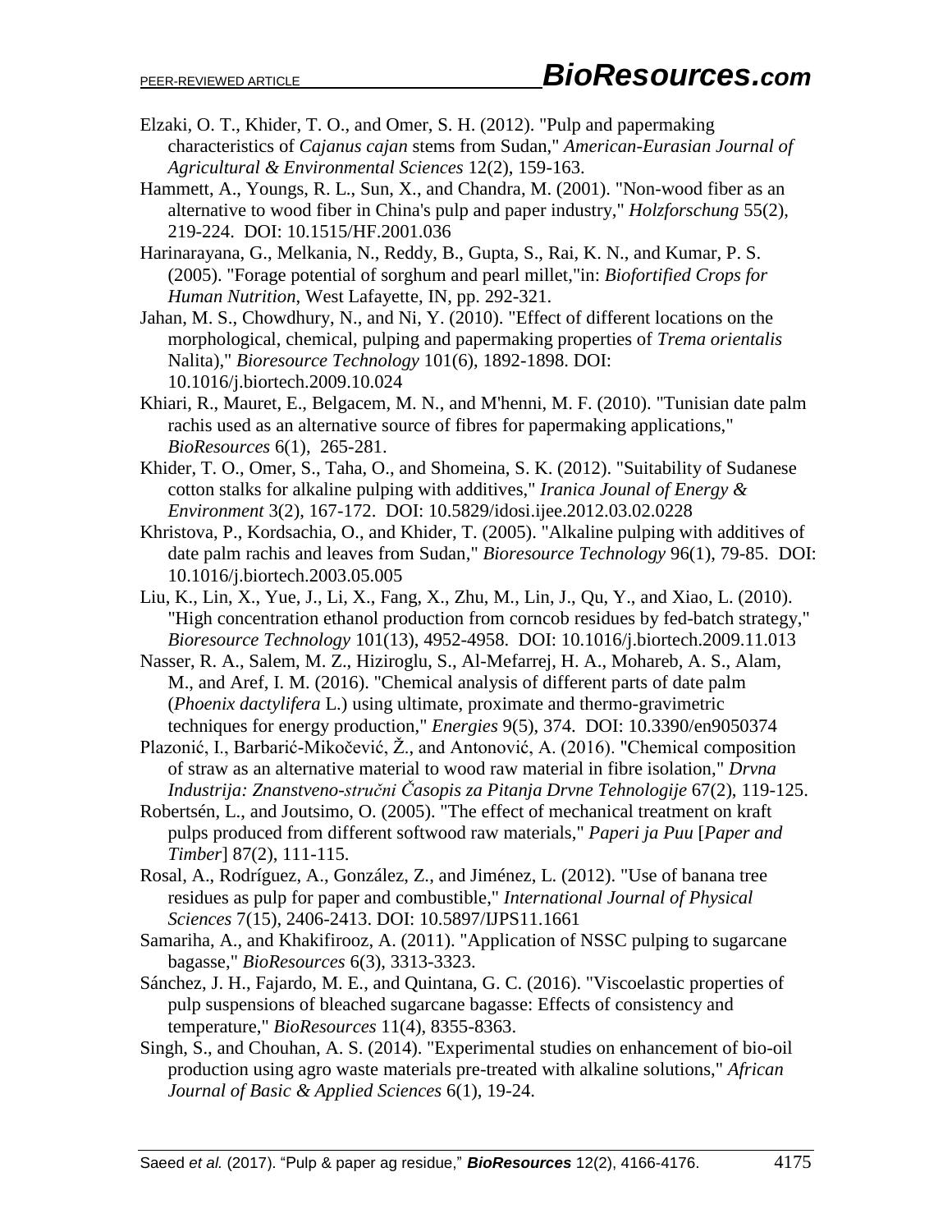Elzaki, O. T., Khider, T. O., and Omer, S. H. (2012). "Pulp and papermaking characteristics of *Cajanus cajan* stems from Sudan," *American-Eurasian Journal of Agricultural & Environmental Sciences* 12(2), 159-163.

Hammett, A., Youngs, R. L., Sun, X., and Chandra, M. (2001). "Non-wood fiber as an alternative to wood fiber in China's pulp and paper industry," *Holzforschung* 55(2), 219-224. DOI: 10.1515/HF.2001.036

Harinarayana, G., Melkania, N., Reddy, B., Gupta, S., Rai, K. N., and Kumar, P. S. (2005). "Forage potential of sorghum and pearl millet,"in: *Biofortified Crops for Human Nutrition*, West Lafayette, IN, pp. 292-321.

Jahan, M. S., Chowdhury, N., and Ni, Y. (2010). "Effect of different locations on the morphological, chemical, pulping and papermaking properties of *Trema orientalis* Nalita)," *Bioresource Technology* 101(6), 1892-1898. DOI: 10.1016/j.biortech.2009.10.024

Khiari, R., Mauret, E., Belgacem, M. N., and M'henni, M. F. (2010). "Tunisian date palm rachis used as an alternative source of fibres for papermaking applications," *BioResources* 6(1), 265-281.

Khider, T. O., Omer, S., Taha, O., and Shomeina, S. K. (2012). "Suitability of Sudanese cotton stalks for alkaline pulping with additives," *Iranica Jounal of Energy & Environment* 3(2), 167-172. DOI: 10.5829/idosi.ijee.2012.03.02.0228

Khristova, P., Kordsachia, O., and Khider, T. (2005). "Alkaline pulping with additives of date palm rachis and leaves from Sudan," *Bioresource Technology* 96(1), 79-85. DOI: 10.1016/j.biortech.2003.05.005

Liu, K., Lin, X., Yue, J., Li, X., Fang, X., Zhu, M., Lin, J., Qu, Y., and Xiao, L. (2010). "High concentration ethanol production from corncob residues by fed-batch strategy," *Bioresource Technology* 101(13), 4952-4958. DOI: 10.1016/j.biortech.2009.11.013

Nasser, R. A., Salem, M. Z., Hiziroglu, S., Al-Mefarrej, H. A., Mohareb, A. S., Alam, M., and Aref, I. M. (2016). "Chemical analysis of different parts of date palm (*Phoenix dactylifera* L.) using ultimate, proximate and thermo-gravimetric techniques for energy production," *Energies* 9(5), 374. DOI: 10.3390/en9050374

Plazonić, I., Barbarić-Mikočević, Ž., and Antonović, A. (2016). "Chemical composition of straw as an alternative material to wood raw material in fibre isolation," *Drvna Industrija: Znanstveno-stručni Časopis za Pitanja Drvne Tehnologije* 67(2), 119-125.

Robertsén, L., and Joutsimo, O. (2005). "The effect of mechanical treatment on kraft pulps produced from different softwood raw materials," *Paperi ja Puu* [*Paper and Timber*] 87(2), 111-115.

Rosal, A., Rodríguez, A., González, Z., and Jiménez, L. (2012). "Use of banana tree residues as pulp for paper and combustible," *International Journal of Physical Sciences* 7(15), 2406-2413. DOI: 10.5897/IJPS11.1661

Samariha, A., and Khakifirooz, A. (2011). "Application of NSSC pulping to sugarcane bagasse," *BioResources* 6(3), 3313-3323.

Sánchez, J. H., Fajardo, M. E., and Quintana, G. C. (2016). "Viscoelastic properties of pulp suspensions of bleached sugarcane bagasse: Effects of consistency and temperature," *BioResources* 11(4), 8355-8363.

Singh, S., and Chouhan, A. S. (2014). "Experimental studies on enhancement of bio-oil production using agro waste materials pre-treated with alkaline solutions," *African Journal of Basic & Applied Sciences* 6(1), 19-24.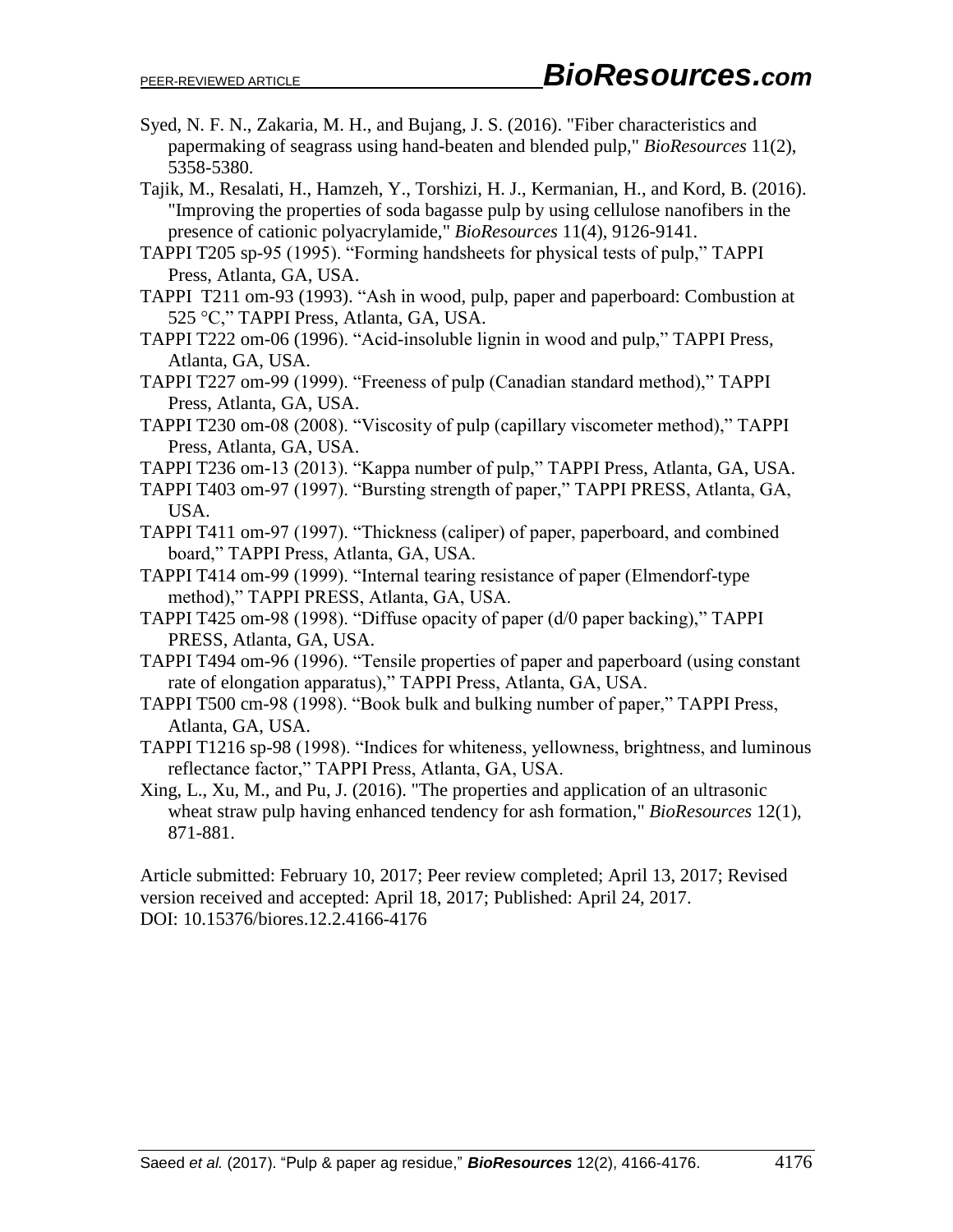Syed, N. F. N., Zakaria, M. H., and Bujang, J. S. (2016). "Fiber characteristics and papermaking of seagrass using hand-beaten and blended pulp," *BioResources* 11(2), 5358-5380.

Tajik, M., Resalati, H., Hamzeh, Y., Torshizi, H. J., Kermanian, H., and Kord, B. (2016). "Improving the properties of soda bagasse pulp by using cellulose nanofibers in the presence of cationic polyacrylamide," *BioResources* 11(4), 9126-9141.

TAPPI T205 sp-95 (1995). "Forming handsheets for physical tests of pulp," TAPPI Press, Atlanta, GA, USA.

TAPPI T211 om-93 (1993). "Ash in wood, pulp, paper and paperboard: Combustion at 525 °C," TAPPI Press, Atlanta, GA, USA.

TAPPI T222 om-06 (1996). "Acid-insoluble lignin in wood and pulp," TAPPI Press, Atlanta, GA, USA.

TAPPI T227 om-99 (1999). "Freeness of pulp (Canadian standard method)," TAPPI Press, Atlanta, GA, USA.

TAPPI T230 om-08 (2008). "Viscosity of pulp (capillary viscometer method)," TAPPI Press, Atlanta, GA, USA.

TAPPI T236 om-13 (2013). "Kappa number of pulp," TAPPI Press, Atlanta, GA, USA.

TAPPI T403 om-97 (1997). "Bursting strength of paper," TAPPI PRESS, Atlanta, GA, USA.

TAPPI T411 om-97 (1997). "Thickness (caliper) of paper, paperboard, and combined board," TAPPI Press, Atlanta, GA, USA.

TAPPI T414 om-99 (1999). "Internal tearing resistance of paper (Elmendorf-type method)," TAPPI PRESS, Atlanta, GA, USA.

TAPPI T425 om-98 (1998). "Diffuse opacity of paper (d/0 paper backing)," TAPPI PRESS, Atlanta, GA, USA.

TAPPI T494 om-96 (1996). "Tensile properties of paper and paperboard (using constant rate of elongation apparatus)," TAPPI Press, Atlanta, GA, USA.

TAPPI T500 cm-98 (1998). "Book bulk and bulking number of paper," TAPPI Press, Atlanta, GA, USA.

TAPPI T1216 sp-98 (1998). "Indices for whiteness, yellowness, brightness, and luminous reflectance factor," TAPPI Press, Atlanta, GA, USA.

Xing, L., Xu, M., and Pu, J. (2016). "The properties and application of an ultrasonic wheat straw pulp having enhanced tendency for ash formation," *BioResources* 12(1), 871-881.

Article submitted: February 10, 2017; Peer review completed; April 13, 2017; Revised version received and accepted: April 18, 2017; Published: April 24, 2017.
DOI: 10.15376/biores.12.2.4166-4176